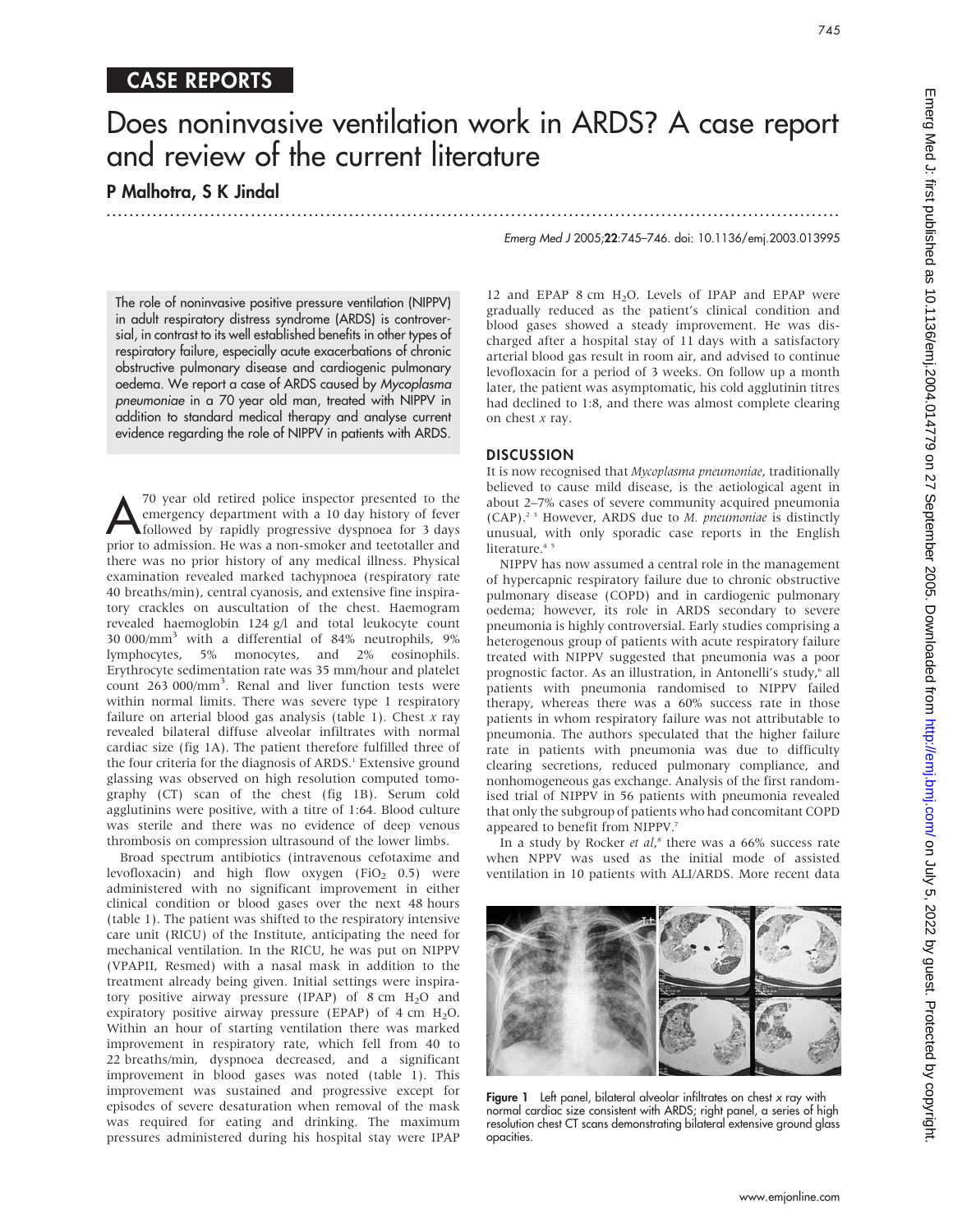CASE REPORTS

# Does noninvasive ventilation work in ARDS? A case report and review of the current literature

**P Malhotra, S K Jindal**

The role of noninvasive positive pressure ventilation (NIPPV) in adult respiratory distress syndrome (ARDS) is controversial, in contrast to its well established benefits in other types of respiratory failure, especially acute exacerbations of chronic obstructive pulmonary disease and cardiogenic pulmonary oedema. We report a case of ARDS caused by *Mycoplasma pneumoniae* in a 70 year old man, treated with NIPPV in addition to standard medical therapy and analyse current evidence regarding the role of NIPPV in patients with ARDS.

A 70 year old retired police inspector presented to the emergency department with a 10 day history of fever followed by rapidly progressive dyspnoea for 3 days prior to admission. He was a non-smoker and teetotaller and there was no prior history of any medical illness. Physical examination revealed marked tachypnoea (respiratory rate 40 breaths/min), central cyanosis, and extensive fine inspiratory crackles on auscultation of the chest. Haemogram revealed haemoglobin 124 g/l and total leukocyte count 30 000/mm$^3$ with a differential of 84% neutrophils, 9% lymphocytes, 5% monocytes, and 2% eosinophils. Erythrocyte sedimentation rate was 35 mm/hour and platelet count 263 000/mm$^3$. Renal and liver function tests were within normal limits. There was severe type 1 respiratory failure on arterial blood gas analysis (table 1). Chest *x* ray revealed bilateral diffuse alveolar infiltrates with normal cardiac size (fig 1A). The patient therefore fulfilled three of the four criteria for the diagnosis of ARDS.[1] Extensive ground glassing was observed on high resolution computed tomography (CT) scan of the chest (fig 1B). Serum cold agglutinins were positive, with a titre of 1:64. Blood culture was sterile and there was no evidence of deep venous thrombosis on compression ultrasound of the lower limbs.

Broad spectrum antibiotics (intravenous cefotaxime and levofloxacin) and high flow oxygen ($FiO_2$ 0.5) were administered with no significant improvement in either clinical condition or blood gases over the next 48 hours (table 1). The patient was shifted to the respiratory intensive care unit (RICU) of the Institute, anticipating the need for mechanical ventilation. In the RICU, he was put on NIPPV (VPAPII, Resmed) with a nasal mask in addition to the treatment already being given. Initial settings were inspiratory positive airway pressure (IPAP) of 8 cm $H_2O$ and expiratory positive airway pressure (EPAP) of 4 cm $H_2O$. Within an hour of starting ventilation there was marked improvement in respiratory rate, which fell from 40 to 22 breaths/min, dyspnoea decreased, and a significant improvement in blood gases was noted (table 1). This improvement was sustained and progressive except for episodes of severe desaturation when removal of the mask was required for eating and drinking. The maximum pressures administered during his hospital stay were IPAP 12 and EPAP 8 cm $H_2O$. Levels of IPAP and EPAP were gradually reduced as the patient's clinical condition and blood gases showed a steady improvement. He was discharged after a hospital stay of 11 days with a satisfactory arterial blood gas result in room air, and advised to continue levofloxacin for a period of 3 weeks. On follow up a month later, the patient was asymptomatic, his cold agglutinin titres had declined to 1:8, and there was almost complete clearing on chest *x* ray.

## DISCUSSION

It is now recognised that *Mycoplasma pneumoniae*, traditionally believed to cause mild disease, is the aetiological agent in about 2–7% cases of severe community acquired pneumonia (CAP).[2,3] However, ARDS due to *M. pneumoniae* is distinctly unusual, with only sporadic case reports in the English literature.[4,5]

NIPPV has now assumed a central role in the management of hypercapnic respiratory failure due to chronic obstructive pulmonary disease (COPD) and in cardiogenic pulmonary oedema; however, its role in ARDS secondary to severe pneumonia is highly controversial. Early studies comprising a heterogenous group of patients with acute respiratory failure treated with NIPPV suggested that pneumonia was a poor prognostic factor. As an illustration, in Antonelli's study,[6] all patients with pneumonia randomised to NIPPV failed therapy, whereas there was a 60% success rate in those patients in whom respiratory failure was not attributable to pneumonia. The authors speculated that the higher failure rate in patients with pneumonia was due to difficulty clearing secretions, reduced pulmonary compliance, and nonhomogeneous gas exchange. Analysis of the first randomised trial of NIPPV in 56 patients with pneumonia revealed that only the subgroup of patients who had concomitant COPD appeared to benefit from NIPPV.[7]

In a study by Rocker *et al*,[8] there was a 66% success rate when NPPV was used as the initial mode of assisted ventilation in 10 patients with ALI/ARDS. More recent data

**Figure 1** Left panel, bilateral alveolar infiltrates on chest *x* ray with normal cardiac size consistent with ARDS; right panel, a series of high resolution chest CT scans demonstrating bilateral extensive ground glass opacities.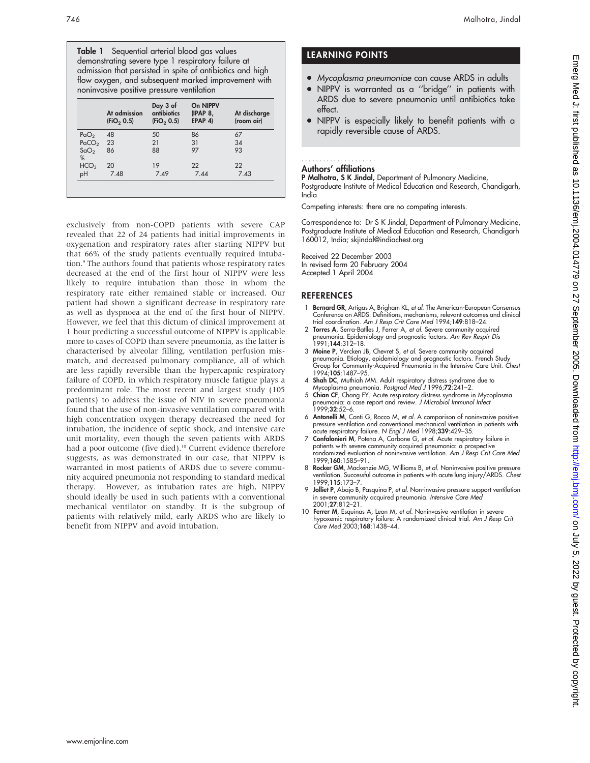**Table 1** Sequential arterial blood gas values demonstrating severe type 1 respiratory failure at admission that persisted in spite of antibiotics and high flow oxygen, and subsequent marked improvement with noninvasive positive pressure ventilation

| | At admission ($FiO_2$ 0.5) | Day 3 of antibiotics ($FiO_2$ 0.5) | On NIPPV (IPAP 8, EPAP 4) | At discharge (room air) |
|---|---|---|---|---|
| $PaO_2$ | 48 | 50 | 86 | 67 |
| $PaCO_2$ | 23 | 21 | 31 | 34 |
| $SaO_2$ % | 86 | 88 | 97 | 93 |
| $HCO_3$ | 20 | 19 | 22 | 22 |
| pH | 7.48 | 7.49 | 7.44 | 7.43 |

exclusively from non-COPD patients with severe CAP revealed that 22 of 24 patients had initial improvements in oxygenation and respiratory rates after starting NIPPV but that 66% of the study patients eventually required intubation.[9] The authors found that patients whose respiratory rates decreased at the end of the first hour of NIPPV were less likely to require intubation than those in whom the respiratory rate either remained stable or increased. Our patient had shown a significant decrease in respiratory rate as well as dyspnoea at the end of the first hour of NIPPV. However, we feel that this dictum of clinical improvement at 1 hour predicting a successful outcome of NIPPV is applicable more to cases of COPD than severe pneumonia, as the latter is characterised by alveolar filling, ventilation perfusion mismatch, and decreased pulmonary compliance, all of which are less rapidly reversible than the hypercapnic respiratory failure of COPD, in which respiratory muscle fatigue plays a predominant role. The most recent and largest study (105 patients) to address the issue of NIV in severe pneumonia found that the use of non-invasive ventilation compared with high concentration oxygen therapy decreased the need for intubation, the incidence of septic shock, and intensive care unit mortality, even though the seven patients with ARDS had a poor outcome (five died).[10] Current evidence therefore suggests, as was demonstrated in our case, that NIPPV is warranted in most patients of ARDS due to severe community acquired pneumonia not responding to standard medical therapy. However, as intubation rates are high, NIPPV should ideally be used in such patients with a conventional mechanical ventilator on standby. It is the subgroup of patients with relatively mild, early ARDS who are likely to benefit from NIPPV and avoid intubation.

## LEARNING POINTS

- *Mycoplasma pneumoniae* can cause ARDS in adults
- NIPPV is warranted as a "bridge" in patients with ARDS due to severe pneumonia until antibiotics take effect.
- NIPPV is especially likely to benefit patients with a rapidly reversible cause of ARDS.

### Authors' affiliations

**P Malhotra, S K Jindal,** Department of Pulmonary Medicine, Postgraduate Institute of Medical Education and Research, Chandigarh, India

Competing interests: there are no competing interests.

Correspondence to: Dr S K Jindal, Department of Pulmonary Medicine, Postgraduate Institute of Medical Education and Research, Chandigarh 160012, India; skjindal@indiachest.org

Received 22 December 2003
In revised form 20 February 2004
Accepted 1 April 2004

## REFERENCES

1. **Bernard GR**, Artigas A, Brigham KL, *et al*. The American-European Consensus Conference on ARDS: Definitions, mechanisms, relevant outcomes and clinical trial coordination. *Am J Resp Crit Care Med* 1994;**149**:818–24.
2. **Torres A**, Serra-Batlles J, Ferrer A, *et al*. Severe community acquired pneumonia. Epidemiology and prognostic factors. *Am Rev Respir Dis* 1991;**144**:312–18.
3. **Moine P**, Vercken JB, Chevret S, *et al*. Severe community acquired pneumonia. Etiology, epidemiology and prognostic factors. French Study Group for Community-Acquired Pneumonia in the Intensive Care Unit. *Chest* 1994;**105**:1487–95.
4. **Shah DC**, Muthiah MM. Adult respiratory distress syndrome due to Mycoplasma pneumonia. *Postgrad Med J* 1996;**72**:241–2.
5. **Chian CF**, Chang FY. Acute respiratory distress syndrome in Mycoplasma pneumonia: a case report and review. *J Microbiol Immunol Infect* 1999;**32**:52–6.
6. **Antonelli M**, Conti G, Rocco M, *et al*. A comparison of noninvasive positive pressure ventilation and conventional mechanical ventilation in patients with acute respiratory failure. *N Engl J Med* 1998;**339**:429–35.
7. **Confalonieri M**, Potena A, Carbone G, *et al*. Acute respiratory failure in patients with severe community acquired pneumonia: a prospective randomized evaluation of noninvasive ventilation. *Am J Resp Crit Care Med* 1999;**160**:1585–91.
8. **Rocker GM**, Mackenzie MG, Williams B, *et al*. Noninvasive positive pressure ventilation. Successful outcome in patients with acute lung injury/ARDS. *Chest* 1999;**115**:173–7.
9. **Jolliet P**, Abajo B, Pasquina P, *et al*. Non-invasive pressure support ventilation in severe community acquired pneumonia. *Intensive Care Med* 2001;**27**:812–21.
10. **Ferrer M**, Esquinas A, Leon M, *et al*. Noninvasive ventilation in severe hypoxemic respiratory failure: A randomized clinical trial. *Am J Resp Crit Care Med* 2003;**168**:1438–44.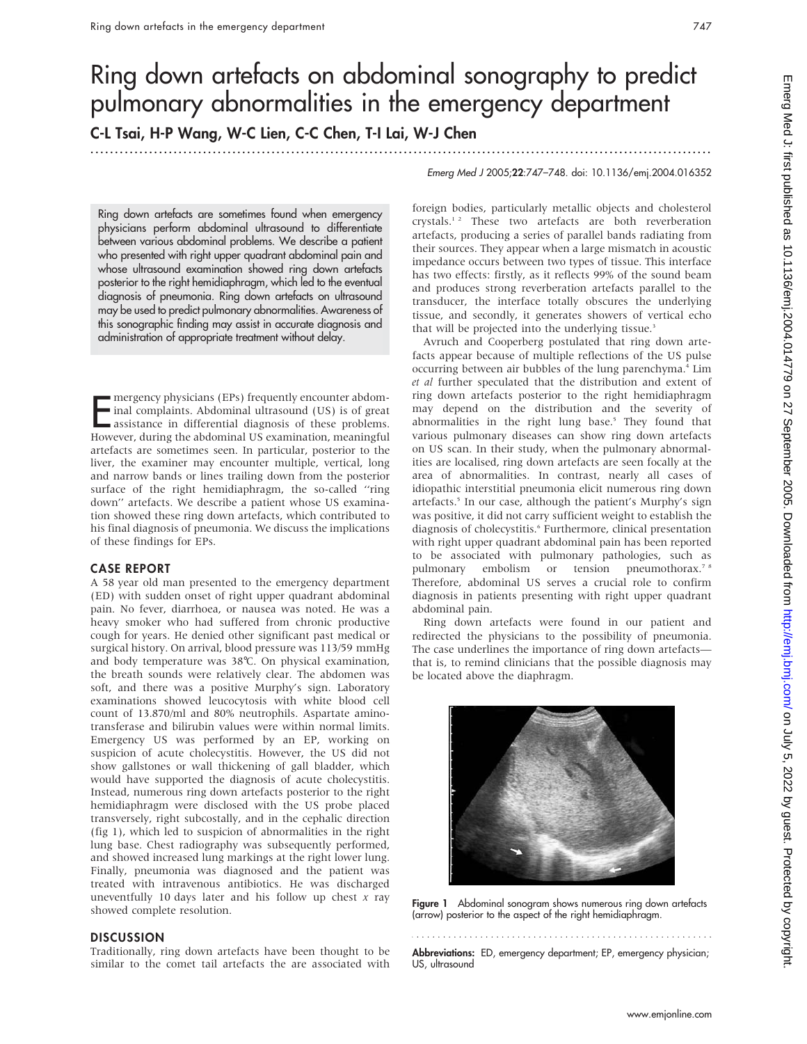# Ring down artefacts on abdominal sonography to predict pulmonary abnormalities in the emergency department

C-L Tsai, H-P Wang, W-C Lien, C-C Chen, T-I Lai, W-J Chen

Emerg Med J 2005;22:747–748. doi: 10.1136/emj.2004.016352

Ring down artefacts are sometimes found when emergency physicians perform abdominal ultrasound to differentiate between various abdominal problems. We describe a patient who presented with right upper quadrant abdominal pain and whose ultrasound examination showed ring down artefacts posterior to the right hemidiaphragm, which led to the eventual diagnosis of pneumonia. Ring down artefacts on ultrasound may be used to predict pulmonary abnormalities. Awareness of this sonographic finding may assist in accurate diagnosis and administration of appropriate treatment without delay.

Emergency physicians (EPs) frequently encounter abdominal complaints. Abdominal ultrasound (US) is of great assistance in differential diagnosis of these problems. However, during the abdominal US examination, meaningful artefacts are sometimes seen. In particular, posterior to the liver, the examiner may encounter multiple, vertical, long and narrow bands or lines trailing down from the posterior surface of the right hemidiaphragm, the so-called "ring down" artefacts. We describe a patient whose US examination showed these ring down artefacts, which contributed to his final diagnosis of pneumonia. We discuss the implications of these findings for EPs.

## CASE REPORT

A 58 year old man presented to the emergency department (ED) with sudden onset of right upper quadrant abdominal pain. No fever, diarrhoea, or nausea was noted. He was a heavy smoker who had suffered from chronic productive cough for years. He denied other significant past medical or surgical history. On arrival, blood pressure was 113/59 mmHg and body temperature was 38°C. On physical examination, the breath sounds were relatively clear. The abdomen was soft, and there was a positive Murphy's sign. Laboratory examinations showed leucocytosis with white blood cell count of 13.870/ml and 80% neutrophils. Aspartate aminotransferase and bilirubin values were within normal limits. Emergency US was performed by an EP, working on suspicion of acute cholecystitis. However, the US did not show gallstones or wall thickening of gall bladder, which would have supported the diagnosis of acute cholecystitis. Instead, numerous ring down artefacts posterior to the right hemidiaphragm were disclosed with the US probe placed transversely, right subcostally, and in the cephalic direction (fig 1), which led to suspicion of abnormalities in the right lung base. Chest radiography was subsequently performed, and showed increased lung markings at the right lower lung. Finally, pneumonia was diagnosed and the patient was treated with intravenous antibiotics. He was discharged uneventfully 10 days later and his follow up chest *x* ray showed complete resolution.

## DISCUSSION

Traditionally, ring down artefacts have been thought to be similar to the comet tail artefacts the are associated with foreign bodies, particularly metallic objects and cholesterol crystals.[1,2] These two artefacts are both reverberation artefacts, producing a series of parallel bands radiating from their sources. They appear when a large mismatch in acoustic impedance occurs between two types of tissue. This interface has two effects: firstly, as it reflects 99% of the sound beam and produces strong reverberation artefacts parallel to the transducer, the interface totally obscures the underlying tissue, and secondly, it generates showers of vertical echo that will be projected into the underlying tissue.[3]

Avruch and Cooperberg postulated that ring down artefacts appear because of multiple reflections of the US pulse occurring between air bubbles of the lung parenchyma.[4] Lim *et al* further speculated that the distribution and extent of ring down artefacts posterior to the right hemidiaphragm may depend on the distribution and the severity of abnormalities in the right lung base.[5] They found that various pulmonary diseases can show ring down artefacts on US scan. In their study, when the pulmonary abnormalities are localised, ring down artefacts are seen focally at the area of abnormalities. In contrast, nearly all cases of idiopathic interstitial pneumonia elicit numerous ring down artefacts.[5] In our case, although the patient's Murphy's sign was positive, it did not carry sufficient weight to establish the diagnosis of cholecystitis.[6] Furthermore, clinical presentation with right upper quadrant abdominal pain has been reported to be associated with pulmonary pathologies, such as pulmonary embolism or tension pneumothorax.[7,8] Therefore, abdominal US serves a crucial role to confirm diagnosis in patients presenting with right upper quadrant abdominal pain.

Ring down artefacts were found in our patient and redirected the physicians to the possibility of pneumonia. The case underlines the importance of ring down artefacts—that is, to remind clinicians that the possible diagnosis may be located above the diaphragm.

**Figure 1** Abdominal sonogram shows numerous ring down artefacts (arrow) posterior to the aspect of the right hemidiaphragm.

**Abbreviations:** ED, emergency department; EP, emergency physician; US, ultrasound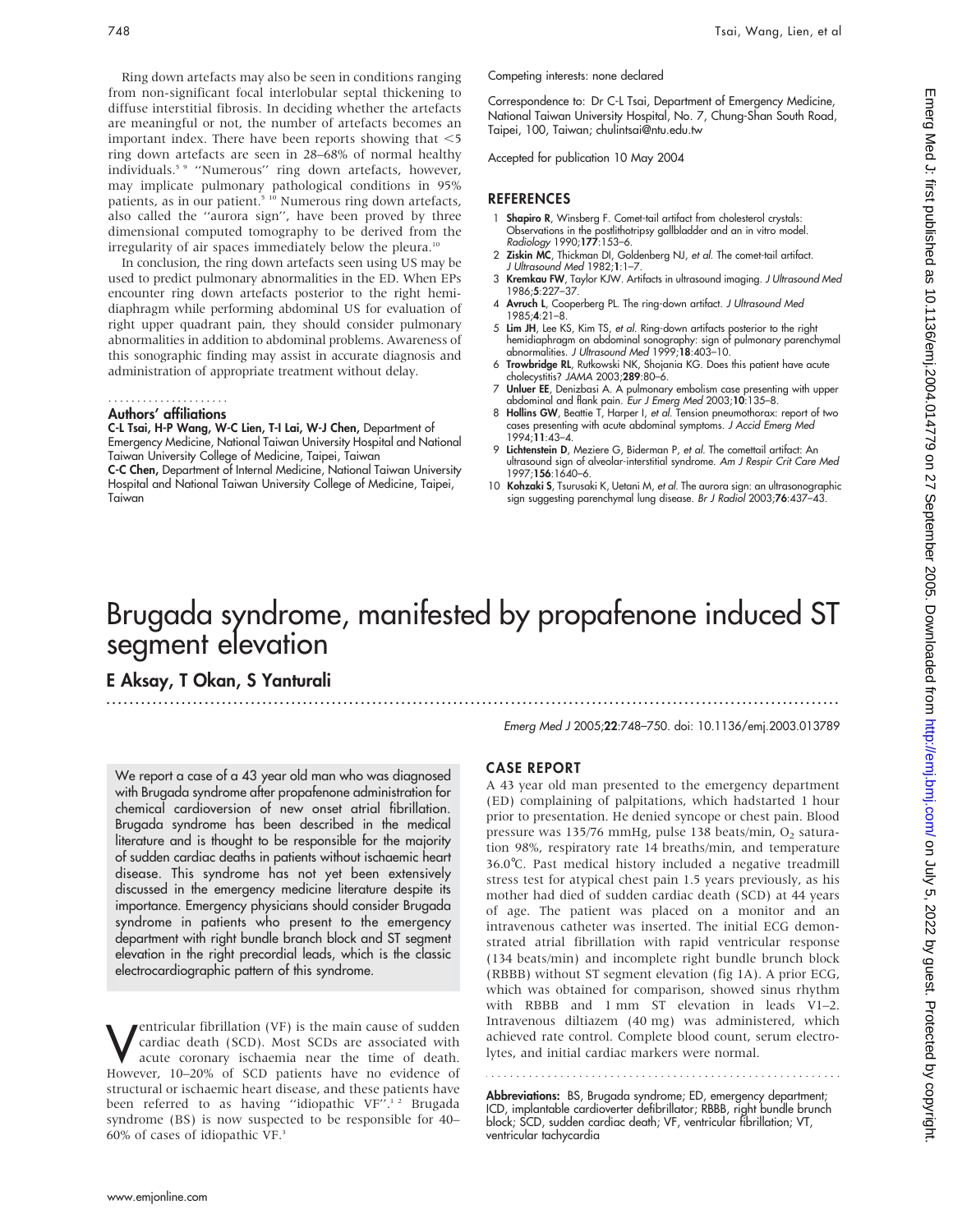Ring down artefacts may also be seen in conditions ranging from non-significant focal interlobular septal thickening to diffuse interstitial fibrosis. In deciding whether the artefacts are meaningful or not, the number of artefacts becomes an important index. There have been reports showing that $<5$ ring down artefacts are seen in 28–68% of normal healthy individuals.[5 9] "Numerous" ring down artefacts, however, may implicate pulmonary pathological conditions in 95% patients, as in our patient.[5 10] Numerous ring down artefacts, also called the "aurora sign", have been proved by three dimensional computed tomography to be derived from the irregularity of air spaces immediately below the pleura.[10]

In conclusion, the ring down artefacts seen using US may be used to predict pulmonary abnormalities in the ED. When EPs encounter ring down artefacts posterior to the right hemidiaphragm while performing abdominal US for evaluation of right upper quadrant pain, they should consider pulmonary abnormalities in addition to abdominal problems. Awareness of this sonographic finding may assist in accurate diagnosis and administration of appropriate treatment without delay.

### Authors' affiliations

**C-L Tsai, H-P Wang, W-C Lien, T-I Lai, W-J Chen,** Department of Emergency Medicine, National Taiwan University Hospital and National Taiwan University College of Medicine, Taipei, Taiwan
**C-C Chen,** Department of Internal Medicine, National Taiwan University Hospital and National Taiwan University College of Medicine, Taipei, Taiwan

Competing interests: none declared

Correspondence to: Dr C-L Tsai, Department of Emergency Medicine, National Taiwan University Hospital, No. 7, Chung-Shan South Road, Taipei, 100, Taiwan; chulintsai@ntu.edu.tw

Accepted for publication 10 May 2004

## REFERENCES

1. **Shapiro R**, Winsberg F. Comet-tail artifact from cholesterol crystals: Observations in the postlithotripsy gallbladder and an in vitro model. *Radiology* 1990;**177**:153–6.
2. **Ziskin MC**, Thickman DI, Goldenberg NJ, *et al*. The comet-tail artifact. *J Ultrasound Med* 1982;**1**:1–7.
3. **Kremkau FW**, Taylor KJW. Artifacts in ultrasound imaging. *J Ultrasound Med* 1986;**5**:227–37.
4. **Avruch L**, Cooperberg PL. The ring-down artifact. *J Ultrasound Med* 1985;**4**:21–8.
5. **Lim JH**, Lee KS, Kim TS, *et al*. Ring-down artifacts posterior to the right hemidiaphragm on abdominal sonography: sign of pulmonary parenchymal abnormalities. *J Ultrasound Med* 1999;**18**:403–10.
6. **Trowbridge RL**, Rutkowski NK, Shojania KG. Does this patient have acute cholecystitis? *JAMA* 2003;**289**:80–6.
7. **Unluer EE**, Denizbasi A. A pulmonary embolism case presenting with upper abdominal and flank pain. *Eur J Emerg Med* 2003;**10**:135–8.
8. **Hollins GW**, Beattie T, Harper I, *et al*. Tension pneumothorax: report of two cases presenting with acute abdominal symptoms. *J Accid Emerg Med* 1994;**11**:43–4.
9. **Lichtenstein D**, Meziere G, Biderman P, *et al*. The comettail artifact: An ultrasound sign of alveolar-interstitial syndrome. *Am J Respir Crit Care Med* 1997;**156**:1640–6.
10. **Kohzaki S**, Tsurusaki K, Uetani M, *et al*. The aurora sign: an ultrasonographic sign suggesting parenchymal lung disease. *Br J Radiol* 2003;**76**:437–43.

# Brugada syndrome, manifested by propafenone induced ST segment elevation

**E Aksay, T Okan, S Yanturali**

*Emerg Med J* 2005;**22**:748–750. doi: 10.1136/emj.2003.013789

We report a case of a 43 year old man who was diagnosed with Brugada syndrome after propafenone administration for chemical cardioversion of new onset atrial fibrillation. Brugada syndrome has been described in the medical literature and is thought to be responsible for the majority of sudden cardiac deaths in patients without ischaemic heart disease. This syndrome has not yet been extensively discussed in the emergency medicine literature despite its importance. Emergency physicians should consider Brugada syndrome in patients who present to the emergency department with right bundle branch block and ST segment elevation in the right precordial leads, which is the classic electrocardiographic pattern of this syndrome.

Ventricular fibrillation (VF) is the main cause of sudden cardiac death (SCD). Most SCDs are associated with acute coronary ischaemia near the time of death. However, 10–20% of SCD patients have no evidence of structural or ischaemic heart disease, and these patients have been referred to as having "idiopathic VF".[1 2] Brugada syndrome (BS) is now suspected to be responsible for 40–60% of cases of idiopathic VF.[3]

## CASE REPORT

A 43 year old man presented to the emergency department (ED) complaining of palpitations, which hadstarted 1 hour prior to presentation. He denied syncope or chest pain. Blood pressure was 135/76 mmHg, pulse 138 beats/min, $O_2$ saturation 98%, respiratory rate 14 breaths/min, and temperature 36.0°C. Past medical history included a negative treadmill stress test for atypical chest pain 1.5 years previously, as his mother had died of sudden cardiac death (SCD) at 44 years of age. The patient was placed on a monitor and an intravenous catheter was inserted. The initial ECG demonstrated atrial fibrillation with rapid ventricular response (134 beats/min) and incomplete right bundle brunch block (RBBB) without ST segment elevation (fig 1A). A prior ECG, which was obtained for comparison, showed sinus rhythm with RBBB and 1 mm ST elevation in leads V1–2. Intravenous diltiazem (40 mg) was administered, which achieved rate control. Complete blood count, serum electrolytes, and initial cardiac markers were normal.

**Abbreviations:** BS, Brugada syndrome; ED, emergency department; ICD, implantable cardioverter defibrillator; RBBB, right bundle brunch block; SCD, sudden cardiac death; VF, ventricular fibrillation; VT, ventricular tachycardia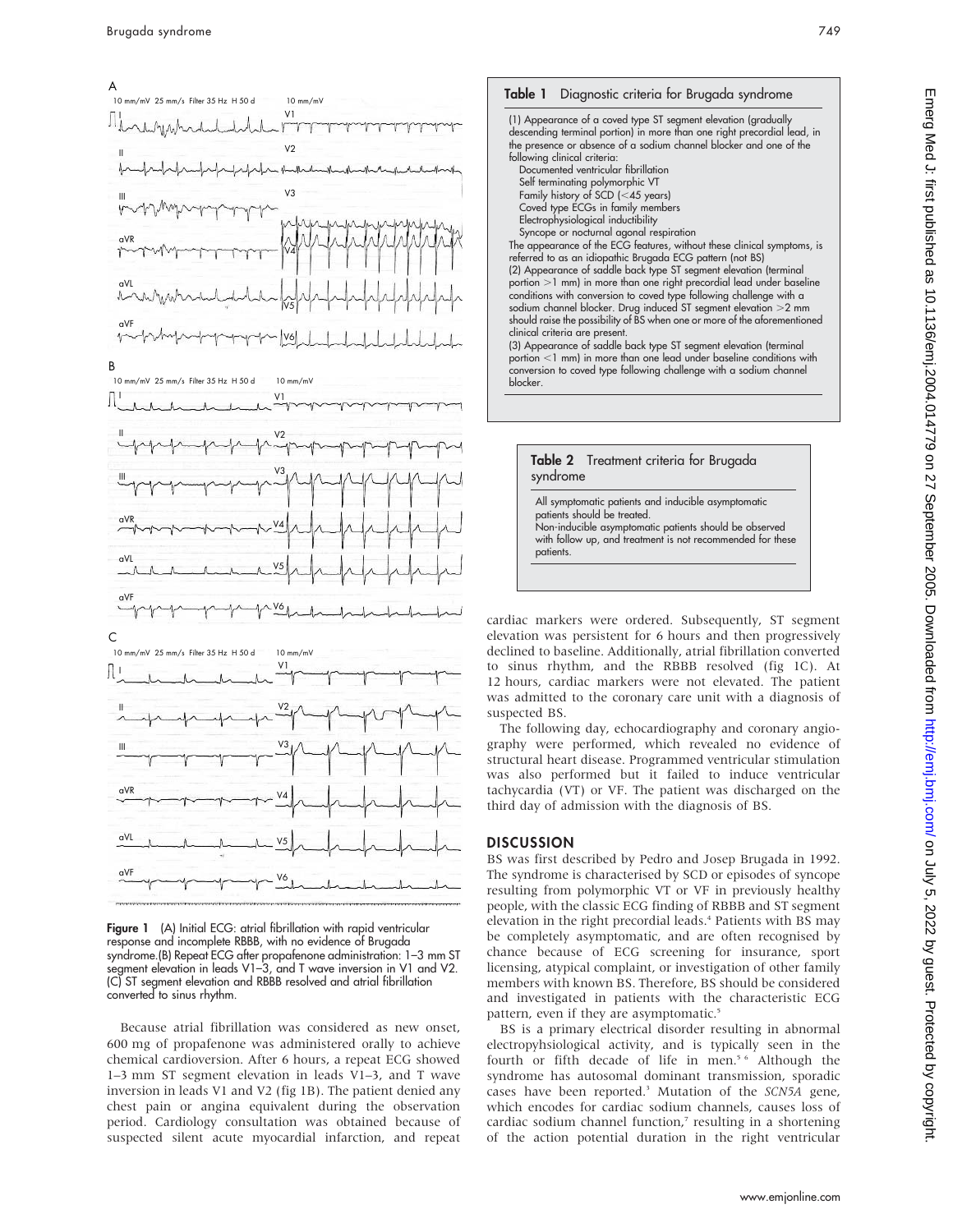Figure 1 (A) Initial ECG: atrial fibrillation with rapid ventricular response and incomplete RBBB, with no evidence of Brugada syndrome.(B) Repeat ECG after propafenone administration: 1–3 mm ST segment elevation in leads V1–3, and T wave inversion in V1 and V2. (C) ST segment elevation and RBBB resolved and atrial fibrillation converted to sinus rhythm.

Because atrial fibrillation was considered as new onset, 600 mg of propafenone was administered orally to achieve chemical cardioversion. After 6 hours, a repeat ECG showed 1–3 mm ST segment elevation in leads V1–3, and T wave inversion in leads V1 and V2 (fig 1B). The patient denied any chest pain or angina equivalent during the observation period. Cardiology consultation was obtained because of suspected silent acute myocardial infarction, and repeat cardiac markers were ordered. Subsequently, ST segment elevation was persistent for 6 hours and then progressively declined to baseline. Additionally, atrial fibrillation converted to sinus rhythm, and the RBBB resolved (fig 1C). At 12 hours, cardiac markers were not elevated. The patient was admitted to the coronary care unit with a diagnosis of suspected BS.

The following day, echocardiography and coronary angiography were performed, which revealed no evidence of structural heart disease. Programmed ventricular stimulation was also performed but it failed to induce ventricular tachycardia (VT) or VF. The patient was discharged on the third day of admission with the diagnosis of BS.

**Table 1** Diagnostic criteria for Brugada syndrome

(1) Appearance of a coved type ST segment elevation (gradually descending terminal portion) in more than one right precordial lead, in the presence or absence of a sodium channel blocker and one of the following clinical criteria:

- Documented ventricular fibrillation
- Self terminating polymorphic VT
- Family history of SCD (<45 years)
- Coved type ECGs in family members
- Electrophysiological inducibility
- Syncope or nocturnal agonal respiration

The appearance of the ECG features, without these clinical symptoms, is referred to as an idiopathic Brugada ECG pattern (not BS)

(2) Appearance of saddle back type ST segment elevation (terminal portion >1 mm) in more than one right precordial lead under baseline conditions with conversion to coved type following challenge with a sodium channel blocker. Drug induced ST segment elevation >2 mm should raise the possibility of BS when one or more of the aforementioned clinical criteria are present.

(3) Appearance of saddle back type ST segment elevation (terminal portion <1 mm) in more than one lead under baseline conditions with conversion to coved type following challenge with a sodium channel blocker.

**Table 2** Treatment criteria for Brugada syndrome

All symptomatic patients and inducible asymptomatic patients should be treated.
Non-inducible asymptomatic patients should be observed with follow up, and treatment is not recommended for these patients.

## DISCUSSION

BS was first described by Pedro and Josep Brugada in 1992. The syndrome is characterised by SCD or episodes of syncope resulting from polymorphic VT or VF in previously healthy people, with the classic ECG finding of RBBB and ST segment elevation in the right precordial leads.[4] Patients with BS may be completely asymptomatic, and are often recognised by chance because of ECG screening for insurance, sport licensing, atypical complaint, or investigation of other family members with known BS. Therefore, BS should be considered and investigated in patients with the characteristic ECG pattern, even if they are asymptomatic.[5]

BS is a primary electrical disorder resulting in abnormal electropyhsiological activity, and is typically seen in the fourth or fifth decade of life in men.[5,6] Although the syndrome has autosomal dominant transmission, sporadic cases have been reported.[3] Mutation of the *SCN5A* gene, which encodes for cardiac sodium channels, causes loss of cardiac sodium channel function,[7] resulting in a shortening of the action potential duration in the right ventricular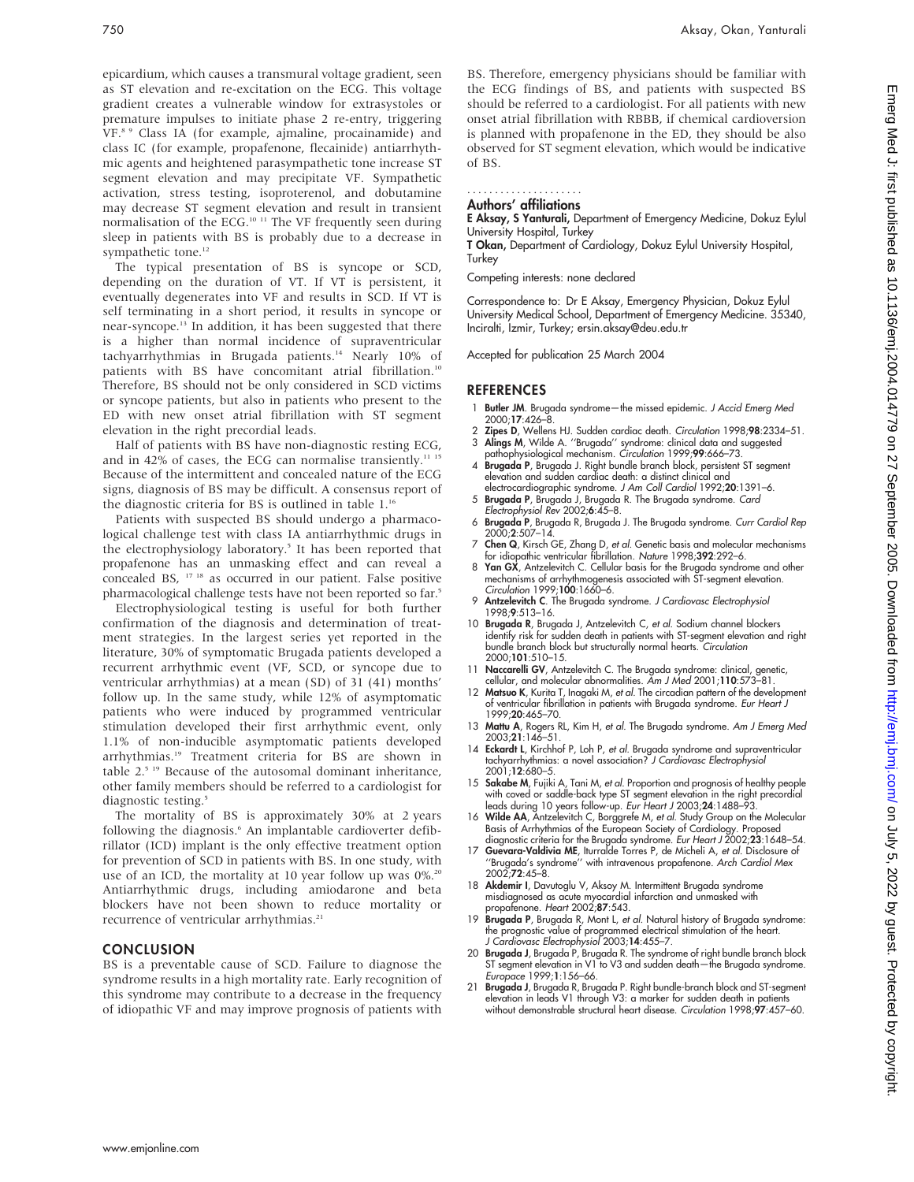epicardium, which causes a transmural voltage gradient, seen as ST elevation and re-excitation on the ECG. This voltage gradient creates a vulnerable window for extrasystoles or premature impulses to initiate phase 2 re-entry, triggering VF.[8 9] Class IA (for example, ajmaline, procainamide) and class IC (for example, propafenone, flecainide) antiarrhythmic agents and heightened parasympathetic tone increase ST segment elevation and may precipitate VF. Sympathetic activation, stress testing, isoproterenol, and dobutamine may decrease ST segment elevation and result in transient normalisation of the ECG.[10 11] The VF frequently seen during sleep in patients with BS is probably due to a decrease in sympathetic tone.[12]

The typical presentation of BS is syncope or SCD, depending on the duration of VT. If VT is persistent, it eventually degenerates into VF and results in SCD. If VT is self terminating in a short period, it results in syncope or near-syncope.[13] In addition, it has been suggested that there is a higher than normal incidence of supraventricular tachyarrhythmias in Brugada patients.[14] Nearly 10% of patients with BS have concomitant atrial fibrillation.[10] Therefore, BS should not be only considered in SCD victims or syncope patients, but also in patients who present to the ED with new onset atrial fibrillation with ST segment elevation in the right precordial leads.

Half of patients with BS have non-diagnostic resting ECG, and in 42% of cases, the ECG can normalise transiently.[11 15] Because of the intermittent and concealed nature of the ECG signs, diagnosis of BS may be difficult. A consensus report of the diagnostic criteria for BS is outlined in table 1.[16]

Patients with suspected BS should undergo a pharmacological challenge test with class IA antiarrhythmic drugs in the electrophysiology laboratory.[5] It has been reported that propafenone has an unmasking effect and can reveal a concealed BS, [17 18] as occurred in our patient. False positive pharmacological challenge tests have not been reported so far.[5]

Electrophysiological testing is useful for both further confirmation of the diagnosis and determination of treatment strategies. In the largest series yet reported in the literature, 30% of symptomatic Brugada patients developed a recurrent arrhythmic event (VF, SCD, or syncope due to ventricular arrhythmias) at a mean (SD) of 31 (41) months' follow up. In the same study, while 12% of asymptomatic patients who were induced by programmed ventricular stimulation developed their first arrhythmic event, only 1.1% of non-inducible asymptomatic patients developed arrhythmias.[19] Treatment criteria for BS are shown in table 2.[5 19] Because of the autosomal dominant inheritance, other family members should be referred to a cardiologist for diagnostic testing.[5]

The mortality of BS is approximately 30% at 2 years following the diagnosis.[6] An implantable cardioverter defibrillator (ICD) implant is the only effective treatment option for prevention of SCD in patients with BS. In one study, with use of an ICD, the mortality at 10 year follow up was 0%.[20] Antiarrhythmic drugs, including amiodarone and beta blockers have not been shown to reduce mortality or recurrence of ventricular arrhythmias.[21]

## CONCLUSION

BS is a preventable cause of SCD. Failure to diagnose the syndrome results in a high mortality rate. Early recognition of this syndrome may contribute to a decrease in the frequency of idiopathic VF and may improve prognosis of patients with BS. Therefore, emergency physicians should be familiar with the ECG findings of BS, and patients with suspected BS should be referred to a cardiologist. For all patients with new onset atrial fibrillation with RBBB, if chemical cardioversion is planned with propafenone in the ED, they should be also observed for ST segment elevation, which would be indicative of BS.

### Authors' affiliations

**E Aksay, S Yanturali,** Department of Emergency Medicine, Dokuz Eylul University Hospital, Turkey
**T Okan,** Department of Cardiology, Dokuz Eylul University Hospital, Turkey

Competing interests: none declared

Correspondence to: Dr E Aksay, Emergency Physician, Dokuz Eylul University Medical School, Department of Emergency Medicine. 35340, Inciralti, Izmir, Turkey; ersin.aksay@deu.edu.tr

Accepted for publication 25 March 2004

## REFERENCES

1. **Butler JM**. Brugada syndrome—the missed epidemic. *J Accid Emerg Med* 2000;**17**:426–8.
2. **Zipes D**, Wellens HJ. Sudden cardiac death. *Circulation* 1998;**98**:2334–51.
3. **Alings M**, Wilde A. "Brugada" syndrome: clinical data and suggested pathophysiological mechanism. *Circulation* 1999;**99**:666–73.
4. **Brugada P**, Brugada J. Right bundle branch block, persistent ST segment elevation and sudden cardiac death: a distinct clinical and electrocardiographic syndrome. *J Am Coll Cardiol* 1992;**20**:1391–6.
5. **Brugada P**, Brugada J, Brugada R. The Brugada syndrome. *Card Electrophysiol Rev* 2002;**6**:45–8.
6. **Brugada P**, Brugada R, Brugada J. The Brugada syndrome. *Curr Cardiol Rep* 2000;**2**:507–14.
7. **Chen Q**, Kirsch GE, Zhang D, *et al*. Genetic basis and molecular mechanisms for idiopathic ventricular fibrillation. *Nature* 1998;**392**:292–6.
8. **Yan GX**, Antzelevitch C. Cellular basis for the Brugada syndrome and other mechanisms of arrhythmogenesis associated with ST-segment elevation. *Circulation* 1999;**100**:1660–6.
9. **Antzelevitch C**. The Brugada syndrome. *J Cardiovasc Electrophysiol* 1998;**9**:513–16.
10. **Brugada R**, Brugada J, Antzelevitch C, *et al*. Sodium channel blockers identify risk for sudden death in patients with ST-segment elevation and right bundle branch block but structurally normal hearts. *Circulation* 2000;**101**:510–15.
11. **Naccarelli GV**, Antzelevitch C. The Brugada syndrome: clinical, genetic, cellular, and molecular abnormalities. *Am J Med* 2001;**110**:573–81.
12. **Matsuo K**, Kurita T, Inagaki M, *et al*. The circadian pattern of the development of ventricular fibrillation in patients with Brugada syndrome. *Eur Heart J* 1999;**20**:465–70.
13. **Mattu A**, Rogers RL, Kim H, *et al*. The Brugada syndrome. *Am J Emerg Med* 2003;**21**:146–51.
14. **Eckardt L**, Kirchhof P, Loh P, *et al*. Brugada syndrome and supraventricular tachyarrhythmias: a novel association? *J Cardiovasc Electrophysiol* 2001;**12**:680–5.
15. **Sakabe M**, Fujiki A, Tani M, *et al*. Proportion and prognosis of healthy people with coved or saddle-back type ST segment elevation in the right precordial leads during 10 years follow-up. *Eur Heart J* 2003;**24**:1488–93.
16. **Wilde AA**, Antzelevitch C, Borggrefe M, *et al*. Study Group on the Molecular Basis of Arrhythmias of the European Society of Cardiology. Proposed diagnostic criteria for the Brugada syndrome. *Eur Heart J* 2002;**23**:1648–54.
17. **Guevara-Valdivia ME**, Iturralde Torres P, de Micheli A, *et al*. Disclosure of "Brugada's syndrome" with intravenous propafenone. *Arch Cardiol Mex* 2002;**72**:45–8.
18. **Akdemir I**, Davutoglu V, Aksoy M. Intermittent Brugada syndrome misdiagnosed as acute myocardial infarction and unmasked with propafenone. *Heart* 2002;**87**:543.
19. **Brugada P**, Brugada R, Mont L, *et al*. Natural history of Brugada syndrome: the prognostic value of programmed electrical stimulation of the heart. *J Cardiovasc Electrophysiol* 2003;**14**:455–7.
20. **Brugada J**, Brugada P, Brugada R. The syndrome of right bundle branch block ST segment elevation in V1 to V3 and sudden death—the Brugada syndrome. *Europace* 1999;**1**:156–66.
21. **Brugada J**, Brugada R, Brugada P. Right bundle-branch block and ST-segment elevation in leads V1 through V3: a marker for sudden death in patients without demonstrable structural heart disease. *Circulation* 1998;**97**:457–60.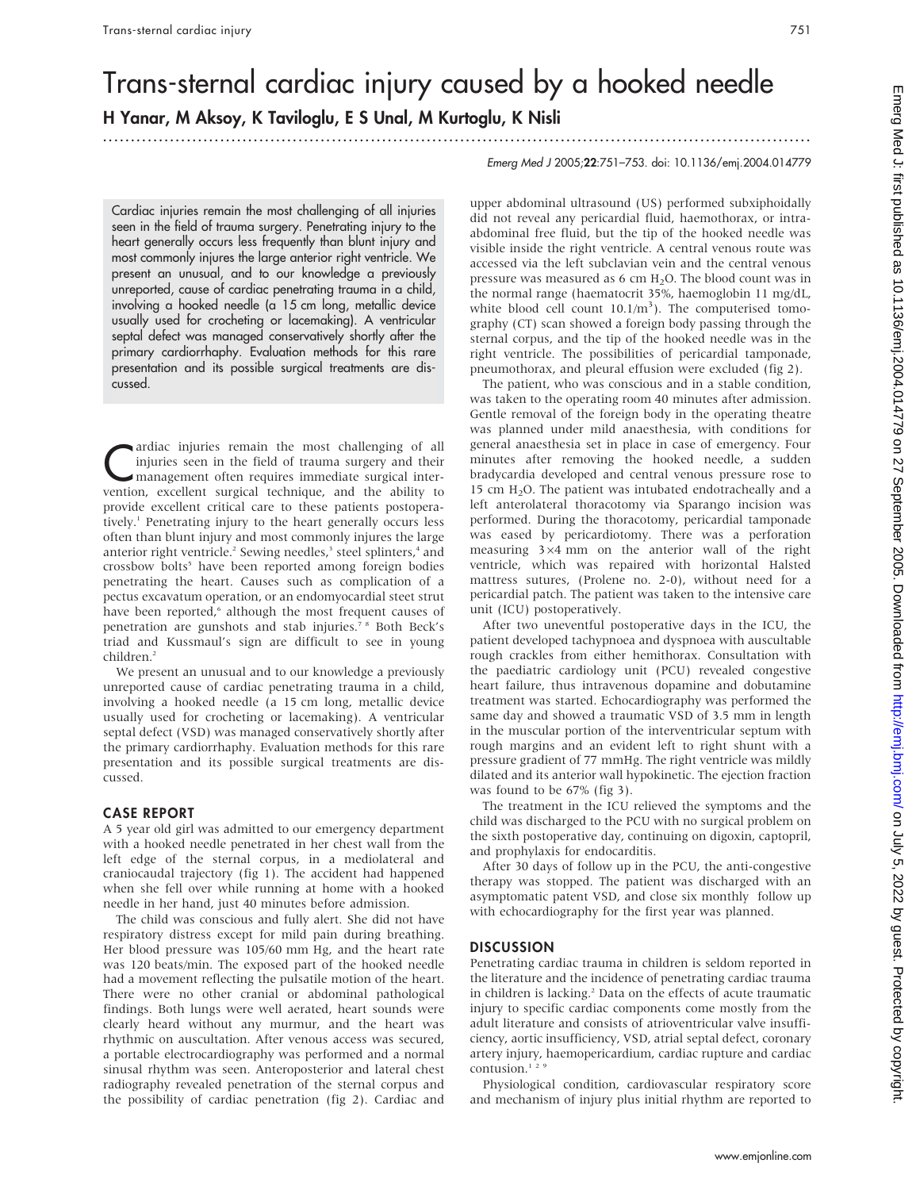# Trans-sternal cardiac injury caused by a hooked needle

**H Yanar, M Aksoy, K Taviloglu, E S Unal, M Kurtoglu, K Nisli**

Emerg Med J 2005;**22**:751–753. doi: 10.1136/emj.2004.014779

Cardiac injuries remain the most challenging of all injuries seen in the field of trauma surgery. Penetrating injury to the heart generally occurs less frequently than blunt injury and most commonly injures the large anterior right ventricle. We present an unusual, and to our knowledge a previously unreported, cause of cardiac penetrating trauma in a child, involving a hooked needle (a 15 cm long, metallic device usually used for crocheting or lacemaking). A ventricular septal defect was managed conservatively shortly after the primary cardiorrhaphy. Evaluation methods for this rare presentation and its possible surgical treatments are discussed.

Cardiac injuries remain the most challenging of all injuries seen in the field of trauma surgery and their management often requires immediate surgical intervention, excellent surgical technique, and the ability to provide excellent critical care to these patients postoperatively.[1] Penetrating injury to the heart generally occurs less often than blunt injury and most commonly injures the large anterior right ventricle.[2] Sewing needles,[3] steel splinters,[4] and crossbow bolts[5] have been reported among foreign bodies penetrating the heart. Causes such as complication of a pectus excavatum operation, or an endomyocardial steet strut have been reported,[6] although the most frequent causes of penetration are gunshots and stab injuries.[7 8] Both Beck's triad and Kussmaul's sign are difficult to see in young children.[2]

We present an unusual and to our knowledge a previously unreported cause of cardiac penetrating trauma in a child, involving a hooked needle (a 15 cm long, metallic device usually used for crocheting or lacemaking). A ventricular septal defect (VSD) was managed conservatively shortly after the primary cardiorrhaphy. Evaluation methods for this rare presentation and its possible surgical treatments are discussed.

## CASE REPORT

A 5 year old girl was admitted to our emergency department with a hooked needle penetrated in her chest wall from the left edge of the sternal corpus, in a mediolateral and craniocaudal trajectory (fig 1). The accident had happened when she fell over while running at home with a hooked needle in her hand, just 40 minutes before admission.

The child was conscious and fully alert. She did not have respiratory distress except for mild pain during breathing. Her blood pressure was 105/60 mm Hg, and the heart rate was 120 beats/min. The exposed part of the hooked needle had a movement reflecting the pulsatile motion of the heart. There were no other cranial or abdominal pathological findings. Both lungs were well aerated, heart sounds were clearly heard without any murmur, and the heart was rhythmic on auscultation. After venous access was secured, a portable electrocardiography was performed and a normal sinusal rhythm was seen. Anteroposterior and lateral chest radiography revealed penetration of the sternal corpus and the possibility of cardiac penetration (fig 2). Cardiac and upper abdominal ultrasound (US) performed subxiphoidally did not reveal any pericardial fluid, haemothorax, or intra-abdominal free fluid, but the tip of the hooked needle was visible inside the right ventricle. A central venous route was accessed via the left subclavian vein and the central venous pressure was measured as 6 cm $H_2O$. The blood count was in the normal range (haematocrit 35%, haemoglobin 11 mg/dL, white blood cell count $10.1/m^3$). The computerised tomography (CT) scan showed a foreign body passing through the sternal corpus, and the tip of the hooked needle was in the right ventricle. The possibilities of pericardial tamponade, pneumothorax, and pleural effusion were excluded (fig 2).

The patient, who was conscious and in a stable condition, was taken to the operating room 40 minutes after admission. Gentle removal of the foreign body in the operating theatre was planned under mild anaesthesia, with conditions for general anaesthesia set in place in case of emergency. Four minutes after removing the hooked needle, a sudden bradycardia developed and central venous pressure rose to 15 cm $H_2O$. The patient was intubated endotracheally and a left anterolateral thoracotomy via Sparango incision was performed. During the thoracotomy, pericardial tamponade was eased by pericardiotomy. There was a perforation measuring 3×4 mm on the anterior wall of the right ventricle, which was repaired with horizontal Halsted mattress sutures, (Prolene no. 2-0), without need for a pericardial patch. The patient was taken to the intensive care unit (ICU) postoperatively.

After two uneventful postoperative days in the ICU, the patient developed tachypnoea and dyspnoea with auscultable rough crackles from either hemithorax. Consultation with the paediatric cardiology unit (PCU) revealed congestive heart failure, thus intravenous dopamine and dobutamine treatment was started. Echocardiography was performed the same day and showed a traumatic VSD of 3.5 mm in length in the muscular portion of the interventricular septum with rough margins and an evident left to right shunt with a pressure gradient of 77 mmHg. The right ventricle was mildly dilated and its anterior wall hypokinetic. The ejection fraction was found to be 67% (fig 3).

The treatment in the ICU relieved the symptoms and the child was discharged to the PCU with no surgical problem on the sixth postoperative day, continuing on digoxin, captopril, and prophylaxis for endocarditis.

After 30 days of follow up in the PCU, the anti-congestive therapy was stopped. The patient was discharged with an asymptomatic patent VSD, and close six monthly follow up with echocardiography for the first year was planned.

## DISCUSSION

Penetrating cardiac trauma in children is seldom reported in the literature and the incidence of penetrating cardiac trauma in children is lacking.[2] Data on the effects of acute traumatic injury to specific cardiac components come mostly from the adult literature and consists of atrioventricular valve insufficiency, aortic insufficiency, VSD, atrial septal defect, coronary artery injury, haemopericardium, cardiac rupture and cardiac contusion.[1 2 9]

Physiological condition, cardiovascular respiratory score and mechanism of injury plus initial rhythm are reported to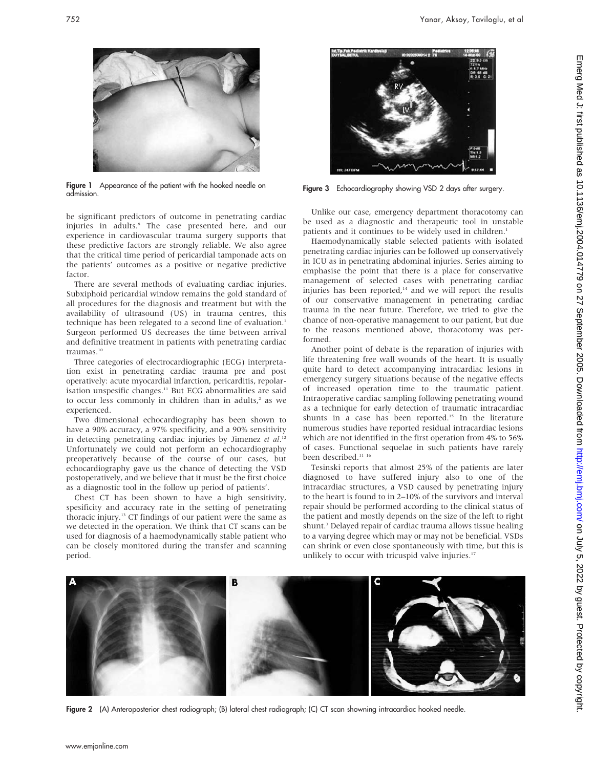Figure 1 Appearance of the patient with the hooked needle on admission.

be significant predictors of outcome in penetrating cardiac injuries in adults.[8] The case presented here, and our experience in cardiovascular trauma surgery supports that these predictive factors are strongly reliable. We also agree that the critical time period of pericardial tamponade acts on the patients' outcomes as a positive or negative predictive factor.

There are several methods of evaluating cardiac injuries. Subxiphoid pericardial window remains the gold standard of all procedures for the diagnosis and treatment but with the availability of ultrasound (US) in trauma centres, this technique has been relegated to a second line of evaluation.[1] Surgeon performed US decreases the time between arrival and definitive treatment in patients with penetrating cardiac traumas.[10]

Three categories of electrocardiographic (ECG) interpretation exist in penetrating cardiac trauma pre and post operatively: acute myocardial infarction, pericarditis, repolarisation unspesific changes.[11] But ECG abnormalities are said to occur less commonly in children than in adults,[2] as we experienced.

Two dimensional echocardiography has been shown to have a 90% accuracy, a 97% specificity, and a 90% sensitivity in detecting penetrating cardiac injuries by Jimenez *et al*.[12] Unfortunately we could not perform an echocardiography preoperatively because of the course of our cases, but echocardiography gave us the chance of detecting the VSD postoperatively, and we believe that it must be the first choice as a diagnostic tool in the follow up period of patients'.

Chest CT has been shown to have a high sensitivity, spesificity and accuracy rate in the setting of penetrating thoracic injury.[13] CT findings of our patient were the same as we detected in the operation. We think that CT scans can be used for diagnosis of a haemodynamically stable patient who can be closely monitored during the transfer and scanning period.

Figure 3 Echocardiography showing VSD 2 days after surgery.

Unlike our case, emergency department thoracotomy can be used as a diagnostic and therapeutic tool in unstable patients and it continues to be widely used in children.[1]

Haemodynamically stable selected patients with isolated penetrating cardiac injuries can be followed up conservatively in ICU as in penetrating abdominal injuries. Series aiming to emphasise the point that there is a place for conservative management of selected cases with penetrating cardiac injuries has been reported,[14] and we will report the results of our conservative management in penetrating cardiac trauma in the near future. Therefore, we tried to give the chance of non-operative management to our patient, but due to the reasons mentioned above, thoracotomy was performed.

Another point of debate is the reparation of injuries with life threatening free wall wounds of the heart. It is usually quite hard to detect accompanying intracardiac lesions in emergency surgery situations because of the negative effects of increased operation time to the traumatic patient. Intraoperative cardiac sampling following penetrating wound as a technique for early detection of traumatic intracardiac shunts in a case has been reported.[15] In the literature numerous studies have reported residual intracardiac lesions which are not identified in the first operation from 4% to 56% of cases. Functional sequelae in such patients have rarely been described.[11 16]

Tesinski reports that almost 25% of the patients are later diagnosed to have suffered injury also to one of the intracardiac structures, a VSD caused by penetrating injury to the heart is found to in 2–10% of the survivors and interval repair should be performed according to the clinical status of the patient and mostly depends on the size of the left to right shunt.[3] Delayed repair of cardiac trauma allows tissue healing to a varying degree which may or may not be beneficial. VSDs can shrink or even close spontaneously with time, but this is unlikely to occur with tricuspid valve injuries.[17]

Figure 2 (A) Anteroposterior chest radiograph; (B) lateral chest radiograph; (C) CT scan showning intracardiac hooked needle.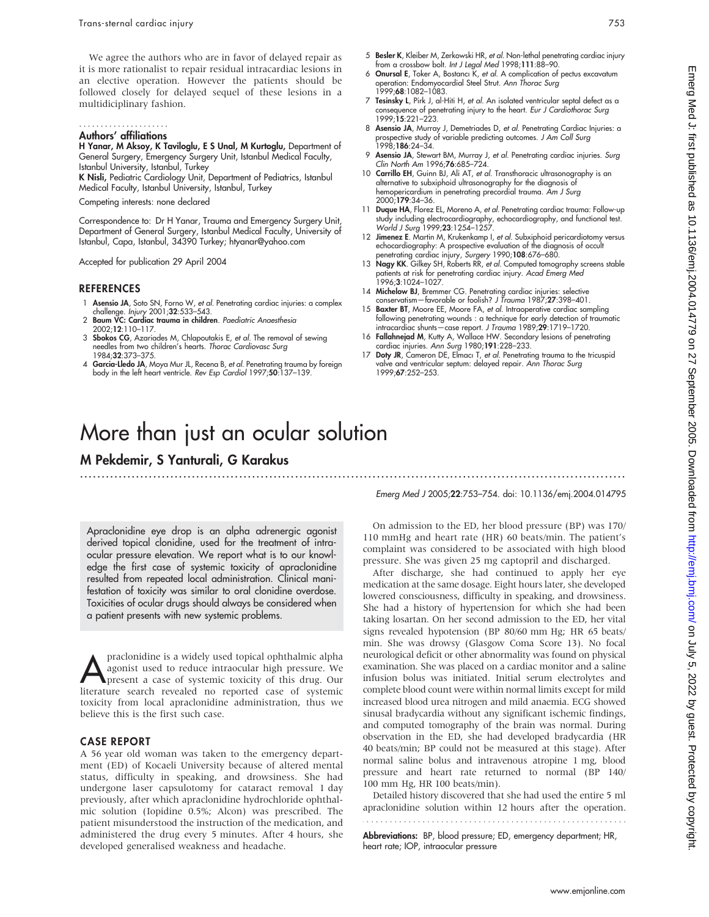We agree the authors who are in favor of delayed repair as it is more rationalist to repair residual intracardiac lesions in an elective operation. However the patients should be followed closely for delayed sequel of these lesions in a multidiciplinary fashion.

### Authors' affiliations

**H Yanar, M Aksoy, K Taviloglu, E S Unal, M Kurtoglu,** Department of General Surgery, Emergency Surgery Unit, Istanbul Medical Faculty, Istanbul University, Istanbul, Turkey
**K Nisli,** Pediatric Cardiology Unit, Department of Pediatrics, Istanbul Medical Faculty, Istanbul University, Istanbul, Turkey

Competing interests: none declared

Correspondence to: Dr H Yanar, Trauma and Emergency Surgery Unit, Department of General Surgery, Istanbul Medical Faculty, University of Istanbul, Capa, Istanbul, 34390 Turkey; htyanar@yahoo.com

Accepted for publication 29 April 2004

## REFERENCES

1. **Asensio JA**, Soto SN, Forno W, *et al.* Penetrating cardiac injuries: a complex challenge. *Injury* 2001;**32**:533–543.
2. **Baum VC: Cardiac trauma in children**. *Paediatric Anaesthesia* 2002;**12**:110–117.
3. **Sbokos CG**, Azariades M, Chlapoutakis E, *et al.* The removal of sewing needles from two children's hearts. *Thorac Cardiovasc Surg* 1984;**32**:373–375.
4. **Garcia-Lledo JA**, Moya Mur JL, Recena B, *et al.* Penetrating trauma by foreign body in the left heart ventricle. *Rev Esp Cardiol* 1997;**50**:137–139.
5. **Besler K**, Kleiber M, Zerkowski HR, *et al.* Non-lethal penetrating cardiac injury from a crossbow bolt. *Int J Legal Med* 1998;**111**:88–90.
6. **Onursal E**, Toker A, Bostancı K, *et al.* A complication of pectus excavatum operation: Endomyocardial Steel Strut. *Ann Thorac Surg* 1999;**68**:1082–1083.
7. **Tesinsky L**, Pirk J, al-Hiti H, *et al.* An isolated ventricular septal defect as a consequence of penetrating injury to the heart. *Eur J Cardiothorac Surg* 1999;**15**:221–223.
8. **Asensio JA**, Murray J, Demetriades D, *et al.* Penetrating Cardiac Injuries: a prospective study of variable predicting outcomes. *J Am Coll Surg* 1998;**186**:24–34.
9. **Asensio JA**, Stewart BM, Murray J, *et al.* Penetrating cardiac injuries. *Surg Clin North Am* 1996;**76**:685–724.
10. **Carrillo EH**, Guinn BJ, Ali AT, *et al.* Transthoracic ultrasonography is an alternative to subxiphoid ultrasonography for the diagnosis of hemopericardium in penetrating precordial trauma. *Am J Surg* 2000;**179**:34–36.
11. **Duque HA**, Florez EL, Moreno A, *et al.* Penetrating cardiac trauma: Follow-up study including electrocardiography, echocardiography, and functional test. *World J Surg* 1999;**23**:1254–1257.
12. **Jimenez E**. Martin M, Krukenkamp I, *et al.* Subxiphoid pericardiotomy versus echocardiography: A prospective evaluation of the diagnosis of occult penetrating cardiac injury, *Surgery* 1990;**108**:676–680.
13. **Nagy KK**. Gilkey SH, Roberts RR, *et al.* Computed tomography screens stable patients at risk for penetrating cardiac injury. *Acad Emerg Med* 1996;**3**:1024–1027.
14. **Michelow BJ**, Bremmer CG. Penetrating cardiac injuries: selective conservatism—favorable or foolish? *J Trauma* 1987;**27**:398–401.
15. **Baxter BT**, Moore EE, Moore FA, *et al.* Intraoperative cardiac sampling following penetrating wounds : a technique for early detection of traumatic intracardiac shunts—case report. *J Trauma* 1989;**29**:1719–1720.
16. **Fallahnejad M**, Kutty A, Wallace HW. Secondary lesions of penetrating cardiac injuries. *Ann Surg* 1980;**191**:228–233.
17. **Doty JR**, Cameron DE, Elmacı T, *et al.* Penetrating trauma to the tricuspid valve and ventricular septum: delayed repair. *Ann Thorac Surg* 1999;**67**:252–253.

# More than just an ocular solution

**M Pekdemir, S Yanturali, G Karakus**

*Emerg Med J* 2005;**22**:753–754. doi: 10.1136/emj.2004.014795

Apraclonidine eye drop is an alpha adrenergic agonist derived topical clonidine, used for the treatment of intraocular pressure elevation. We report what is to our knowledge the first case of systemic toxicity of apraclonidine resulted from repeated local administration. Clinical manifestation of toxicity was similar to oral clonidine overdose. Toxicities of ocular drugs should always be considered when a patient presents with new systemic problems.

Apraclonidine is a widely used topical ophthalmic alpha agonist used to reduce intraocular high pressure. We present a case of systemic toxicity of this drug. Our literature search revealed no reported case of systemic toxicity from local apraclonidine administration, thus we believe this is the first such case.

## CASE REPORT

A 56 year old woman was taken to the emergency department (ED) of Kocaeli University because of altered mental status, difficulty in speaking, and drowsiness. She had undergone laser capsulotomy for cataract removal 1 day previously, after which apraclonidine hydrochloride ophthalmic solution (Iopidine 0.5%; Alcon) was prescribed. The patient misunderstood the instruction of the medication, and administered the drug every 5 minutes. After 4 hours, she developed generalised weakness and headache.

On admission to the ED, her blood pressure (BP) was 170/110 mmHg and heart rate (HR) 60 beats/min. The patient's complaint was considered to be associated with high blood pressure. She was given 25 mg captopril and discharged.

After discharge, she had continued to apply her eye medication at the same dosage. Eight hours later, she developed lowered consciousness, difficulty in speaking, and drowsiness. She had a history of hypertension for which she had been taking losartan. On her second admission to the ED, her vital signs revealed hypotension (BP 80/60 mm Hg; HR 65 beats/min. She was drowsy (Glasgow Coma Score 13). No focal neurological deficit or other abnormality was found on physical examination. She was placed on a cardiac monitor and a saline infusion bolus was initiated. Initial serum electrolytes and complete blood count were within normal limits except for mild increased blood urea nitrogen and mild anaemia. ECG showed sinusal bradycardia without any significant ischemic findings, and computed tomography of the brain was normal. During observation in the ED, she had developed bradycardia (HR 40 beats/min; BP could not be measured at this stage). After normal saline bolus and intravenous atropine 1 mg, blood pressure and heart rate returned to normal (BP 140/100 mm Hg, HR 100 beats/min).

Detailed history discovered that she had used the entire 5 ml apraclonidine solution within 12 hours after the operation.

**Abbreviations:** BP, blood pressure; ED, emergency department; HR, heart rate; IOP, intraocular pressure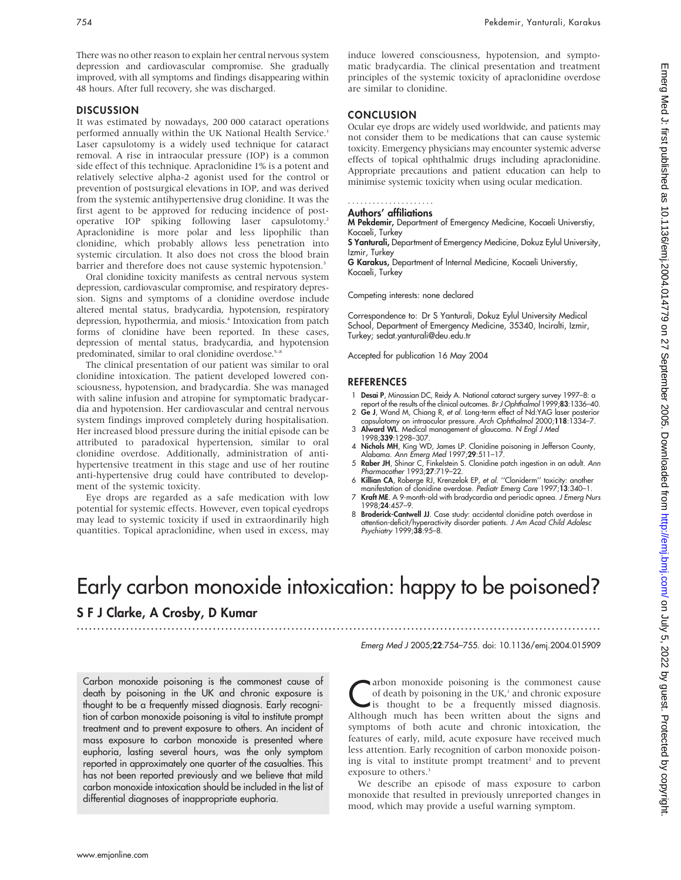There was no other reason to explain her central nervous system depression and cardiovascular compromise. She gradually improved, with all symptoms and findings disappearing within 48 hours. After full recovery, she was discharged.

## DISCUSSION

It was estimated by nowadays, 200 000 cataract operations performed annually within the UK National Health Service.[1] Laser capsulotomy is a widely used technique for cataract removal. A rise in intraocular pressure (IOP) is a common side effect of this technique. Apraclonidine 1% is a potent and relatively selective alpha-2 agonist used for the control or prevention of postsurgical elevations in IOP, and was derived from the systemic antihypertensive drug clonidine. It was the first agent to be approved for reducing incidence of post-operative IOP spiking following laser capsulotomy.[2] Apraclonidine is more polar and less lipophilic than clonidine, which probably allows less penetration into systemic circulation. It also does not cross the blood brain barrier and therefore does not cause systemic hypotension.[3]

Oral clonidine toxicity manifests as central nervous system depression, cardiovascular compromise, and respiratory depression. Signs and symptoms of a clonidine overdose include altered mental status, bradycardia, hypotension, respiratory depression, hypothermia, and miosis.[4] Intoxication from patch forms of clonidine have been reported. In these cases, depression of mental status, bradycardia, and hypotension predominated, similar to oral clonidine overdose.[5–8]

The clinical presentation of our patient was similar to oral clonidine intoxication. The patient developed lowered consciousness, hypotension, and bradycardia. She was managed with saline infusion and atropine for symptomatic bradycardia and hypotension. Her cardiovascular and central nervous system findings improved completely during hospitalisation. Her increased blood pressure during the initial episode can be attributed to paradoxical hypertension, similar to oral clonidine overdose. Additionally, administration of anti-hypertensive treatment in this stage and use of her routine anti-hypertensive drug could have contributed to development of the systemic toxicity.

Eye drops are regarded as a safe medication with low potential for systemic effects. However, even topical eyedrops may lead to systemic toxicity if used in extraordinarily high quantities. Topical apraclonidine, when used in excess, may induce lowered consciousness, hypotension, and symptomatic bradycardia. The clinical presentation and treatment principles of the systemic toxicity of apraclonidine overdose are similar to clonidine.

## CONCLUSION

Ocular eye drops are widely used worldwide, and patients may not consider them to be medications that can cause systemic toxicity. Emergency physicians may encounter systemic adverse effects of topical ophthalmic drugs including apraclonidine. Appropriate precautions and patient education can help to minimise systemic toxicity when using ocular medication.

### Authors' affiliations

**M Pekdemir,** Department of Emergency Medicine, Kocaeli Universtiy, Kocaeli, Turkey
**S Yanturali,** Department of Emergency Medicine, Dokuz Eylul University, Izmir, Turkey
**G Karakus,** Department of Internal Medicine, Kocaeli Universtiy, Kocaeli, Turkey

Competing interests: none declared

Correspondence to: Dr S Yanturali, Dokuz Eylul University Medical School, Department of Emergency Medicine, 35340, Inciralti, Izmir, Turkey; sedat.yanturali@deu.edu.tr

Accepted for publication 16 May 2004

## REFERENCES

1. **Desai P**, Minassian DC, Reidy A. National cataract surgery survey 1997–8: a report of the results of the clinical outcomes. *Br J Ophthalmol* 1999;**83**:1336–40.
2. **Ge J**, Wand M, Chiang R, *et al*. Long-term effect of Nd:YAG laser posterior capsulotomy on intraocular pressure. *Arch Ophthalmol* 2000;**118**:1334–7.
3. **Alward WL**. Medical management of glaucoma. *N Engl J Med* 1998;**339**:1298–307.
4. **Nichols MH**, King WD, James LP. Clonidine poisoning in Jefferson County, Alabama. *Ann Emerg Med* 1997;**29**:511–17.
5. **Raber JH**, Shinar C, Finkelstein S. Clonidine patch ingestion in an adult. *Ann Pharmacother* 1993;**27**:719–22.
6. **Killian CA**, Roberge RJ, Krenzelok EP, *et al*. ''Cloniderm'' toxicity: another manifestation of clonidine overdose. *Pediatr Emerg Care* 1997;**13**:340–1.
7. **Kraft ME**. A 9-month-old with bradycardia and periodic apnea. *J Emerg Nurs* 1998;**24**:457–9.
8. **Broderick-Cantwell JJ**. Case study: accidental clonidine patch overdose in attention-deficit/hyperactivity disorder patients. *J Am Acad Child Adolesc Psychiatry* 1999;**38**:95–8.

# Early carbon monoxide intoxication: happy to be poisoned?

**S F J Clarke, A Crosby, D Kumar**

Emerg Med J 2005;22:754–755. doi: 10.1136/emj.2004.015909

Carbon monoxide poisoning is the commonest cause of death by poisoning in the UK and chronic exposure is thought to be a frequently missed diagnosis. Early recognition of carbon monoxide poisoning is vital to institute prompt treatment and to prevent exposure to others. An incident of mass exposure to carbon monoxide is presented where euphoria, lasting several hours, was the only symptom reported in approximately one quarter of the casualties. This has not been reported previously and we believe that mild carbon monoxide intoxication should be included in the list of differential diagnoses of inappropriate euphoria.

Carbon monoxide poisoning is the commonest cause of death by poisoning in the UK,[1] and chronic exposure is thought to be a frequently missed diagnosis. Although much has been written about the signs and symptoms of both acute and chronic intoxication, the features of early, mild, acute exposure have received much less attention. Early recognition of carbon monoxide poisoning is vital to institute prompt treatment[2] and to prevent exposure to others.[3]

We describe an episode of mass exposure to carbon monoxide that resulted in previously unreported changes in mood, which may provide a useful warning symptom.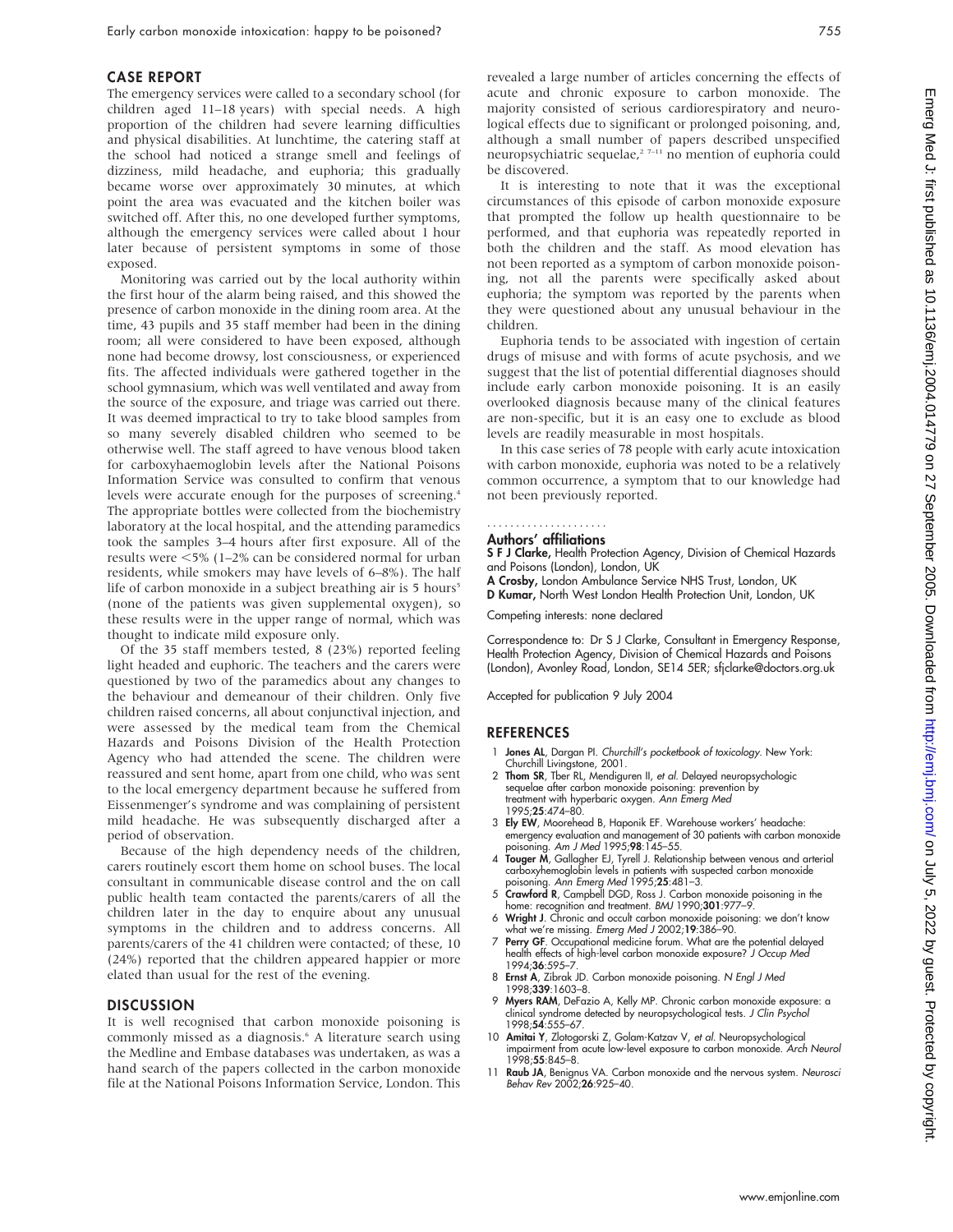## CASE REPORT

The emergency services were called to a secondary school (for children aged 11–18 years) with special needs. A high proportion of the children had severe learning difficulties and physical disabilities. At lunchtime, the catering staff at the school had noticed a strange smell and feelings of dizziness, mild headache, and euphoria; this gradually became worse over approximately 30 minutes, at which point the area was evacuated and the kitchen boiler was switched off. After this, no one developed further symptoms, although the emergency services were called about 1 hour later because of persistent symptoms in some of those exposed.

Monitoring was carried out by the local authority within the first hour of the alarm being raised, and this showed the presence of carbon monoxide in the dining room area. At the time, 43 pupils and 35 staff member had been in the dining room; all were considered to have been exposed, although none had become drowsy, lost consciousness, or experienced fits. The affected individuals were gathered together in the school gymnasium, which was well ventilated and away from the source of the exposure, and triage was carried out there. It was deemed impractical to try to take blood samples from so many severely disabled children who seemed to be otherwise well. The staff agreed to have venous blood taken for carboxyhaemoglobin levels after the National Poisons Information Service was consulted to confirm that venous levels were accurate enough for the purposes of screening.[4] The appropriate bottles were collected from the biochemistry laboratory at the local hospital, and the attending paramedics took the samples 3–4 hours after first exposure. All of the results were <5% (1–2% can be considered normal for urban residents, while smokers may have levels of 6–8%). The half life of carbon monoxide in a subject breathing air is 5 hours[5] (none of the patients was given supplemental oxygen), so these results were in the upper range of normal, which was thought to indicate mild exposure only.

Of the 35 staff members tested, 8 (23%) reported feeling light headed and euphoric. The teachers and the carers were questioned by two of the paramedics about any changes to the behaviour and demeanour of their children. Only five children raised concerns, all about conjunctival injection, and were assessed by the medical team from the Chemical Hazards and Poisons Division of the Health Protection Agency who had attended the scene. The children were reassured and sent home, apart from one child, who was sent to the local emergency department because he suffered from Eissenmenger's syndrome and was complaining of persistent mild headache. He was subsequently discharged after a period of observation.

Because of the high dependency needs of the children, carers routinely escort them home on school buses. The local consultant in communicable disease control and the on call public health team contacted the parents/carers of all the children later in the day to enquire about any unusual symptoms in the children and to address concerns. All parents/carers of the 41 children were contacted; of these, 10 (24%) reported that the children appeared happier or more elated than usual for the rest of the evening.

## DISCUSSION

It is well recognised that carbon monoxide poisoning is commonly missed as a diagnosis.[6] A literature search using the Medline and Embase databases was undertaken, as was a hand search of the papers collected in the carbon monoxide file at the National Poisons Information Service, London. This revealed a large number of articles concerning the effects of acute and chronic exposure to carbon monoxide. The majority consisted of serious cardiorespiratory and neurological effects due to significant or prolonged poisoning, and, although a small number of papers described unspecified neuropsychiatric sequelae,[2 7–11] no mention of euphoria could be discovered.

It is interesting to note that it was the exceptional circumstances of this episode of carbon monoxide exposure that prompted the follow up health questionnaire to be performed, and that euphoria was repeatedly reported in both the children and the staff. As mood elevation has not been reported as a symptom of carbon monoxide poisoning, not all the parents were specifically asked about euphoria; the symptom was reported by the parents when they were questioned about any unusual behaviour in the children.

Euphoria tends to be associated with ingestion of certain drugs of misuse and with forms of acute psychosis, and we suggest that the list of potential differential diagnoses should include early carbon monoxide poisoning. It is an easily overlooked diagnosis because many of the clinical features are non-specific, but it is an easy one to exclude as blood levels are readily measurable in most hospitals.

In this case series of 78 people with early acute intoxication with carbon monoxide, euphoria was noted to be a relatively common occurrence, a symptom that to our knowledge had not been previously reported.

### Authors' affiliations

**S F J Clarke,** Health Protection Agency, Division of Chemical Hazards and Poisons (London), London, UK
**A Crosby,** London Ambulance Service NHS Trust, London, UK
**D Kumar,** North West London Health Protection Unit, London, UK

Competing interests: none declared

Correspondence to: Dr S J Clarke, Consultant in Emergency Response, Health Protection Agency, Division of Chemical Hazards and Poisons (London), Avonley Road, London, SE14 5ER; sfjclarke@doctors.org.uk

Accepted for publication 9 July 2004

## REFERENCES

1. **Jones AL**, Dargan PI. *Churchill's pocketbook of toxicology*. New York: Churchill Livingstone, 2001.
2. **Thom SR**, Tber RL, Mendiguren II, *et al*. Delayed neuropsychologic sequelae after carbon monoxide poisoning: prevention by treatment with hyperbaric oxygen. *Ann Emerg Med* 1995;**25**:474–80.
3. **Ely EW**, Moorehead B, Haponik EF. Warehouse workers' headache: emergency evaluation and management of 30 patients with carbon monoxide poisoning. *Am J Med* 1995;**98**:145–55.
4. **Touger M**, Gallagher EJ, Tyrell J. Relationship between venous and arterial carboxyhemoglobin levels in patients with suspected carbon monoxide poisoning. *Ann Emerg Med* 1995;**25**:481–3.
5. **Crawford R**, Campbell DGD, Ross J. Carbon monoxide poisoning in the home: recognition and treatment. *BMJ* 1990;**301**:977–9.
6. **Wright J**. Chronic and occult carbon monoxide poisoning: we don't know what we're missing. *Emerg Med J* 2002;**19**:386–90.
7. **Perry GF**. Occupational medicine forum. What are the potential delayed health effects of high-level carbon monoxide exposure? *J Occup Med* 1994;**36**:595–7.
8. **Ernst A**, Zibrak JD. Carbon monoxide poisoning. *N Engl J Med* 1998;**339**:1603–8.
9. **Myers RAM**, DeFazio A, Kelly MP. Chronic carbon monoxide exposure: a clinical syndrome detected by neuropsychological tests. *J Clin Psychol* 1998;**54**:555–67.
10. **Amitai Y**, Zlotogorski Z, Golam-Katzav V, *et al*. Neuropsychological impairment from acute low-level exposure to carbon monoxide. *Arch Neurol* 1998;**55**:845–8.
11. **Raub JA**, Benignus VA. Carbon monoxide and the nervous system. *Neurosci Behav Rev* 2002;**26**:925–40.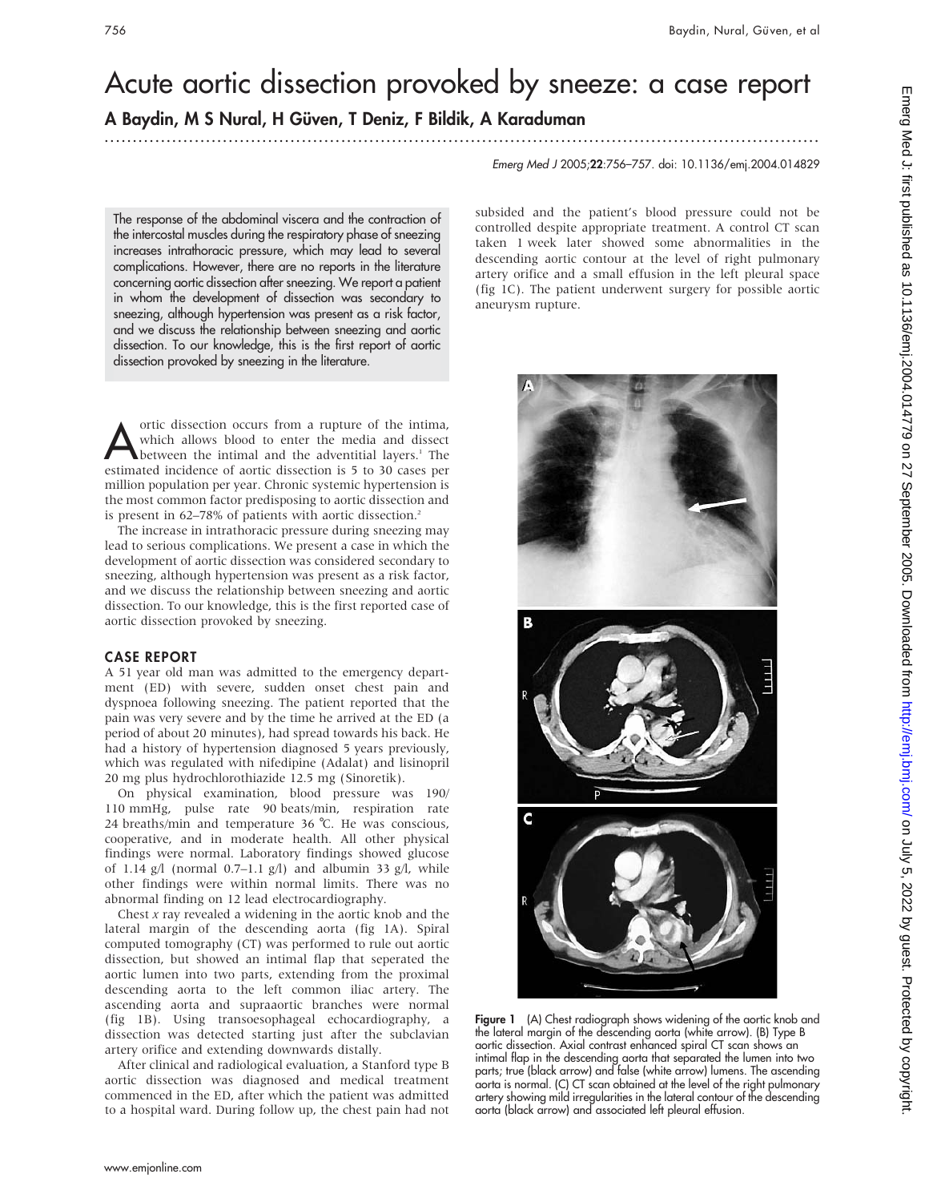# Acute aortic dissection provoked by sneeze: a case report

**A Baydin, M S Nural, H Güven, T Deniz, F Bildik, A Karaduman**

*Emerg Med J* 2005;**22**:756–757. doi: 10.1136/emj.2004.014829

The response of the abdominal viscera and the contraction of the intercostal muscles during the respiratory phase of sneezing increases intrathoracic pressure, which may lead to several complications. However, there are no reports in the literature concerning aortic dissection after sneezing. We report a patient in whom the development of dissection was secondary to sneezing, although hypertension was present as a risk factor, and we discuss the relationship between sneezing and aortic dissection. To our knowledge, this is the first report of aortic dissection provoked by sneezing in the literature.

Aortic dissection occurs from a rupture of the intima, which allows blood to enter the media and dissect between the intimal and the adventitial layers.[1] The estimated incidence of aortic dissection is 5 to 30 cases per million population per year. Chronic systemic hypertension is the most common factor predisposing to aortic dissection and is present in 62–78% of patients with aortic dissection.[2]

The increase in intrathoracic pressure during sneezing may lead to serious complications. We present a case in which the development of aortic dissection was considered secondary to sneezing, although hypertension was present as a risk factor, and we discuss the relationship between sneezing and aortic dissection. To our knowledge, this is the first reported case of aortic dissection provoked by sneezing.

## CASE REPORT

A 51 year old man was admitted to the emergency department (ED) with severe, sudden onset chest pain and dyspnoea following sneezing. The patient reported that the pain was very severe and by the time he arrived at the ED (a period of about 20 minutes), had spread towards his back. He had a history of hypertension diagnosed 5 years previously, which was regulated with nifedipine (Adalat) and lisinopril 20 mg plus hydrochlorothiazide 12.5 mg (Sinoretik).

On physical examination, blood pressure was 190/110 mmHg, pulse rate 90 beats/min, respiration rate 24 breaths/min and temperature 36 ℃. He was conscious, cooperative, and in moderate health. All other physical findings were normal. Laboratory findings showed glucose of 1.14 g/l (normal 0.7–1.1 g/l) and albumin 33 g/l, while other findings were within normal limits. There was no abnormal finding on 12 lead electrocardiography.

Chest *x* ray revealed a widening in the aortic knob and the lateral margin of the descending aorta (fig 1A). Spiral computed tomography (CT) was performed to rule out aortic dissection, but showed an intimal flap that seperated the aortic lumen into two parts, extending from the proximal descending aorta to the left common iliac artery. The ascending aorta and supraaortic branches were normal (fig 1B). Using transoesophageal echocardiography, a dissection was detected starting just after the subclavian artery orifice and extending downwards distally.

After clinical and radiological evaluation, a Stanford type B aortic dissection was diagnosed and medical treatment commenced in the ED, after which the patient was admitted to a hospital ward. During follow up, the chest pain had not subsided and the patient's blood pressure could not be controlled despite appropriate treatment. A control CT scan taken 1 week later showed some abnormalities in the descending aortic contour at the level of right pulmonary artery orifice and a small effusion in the left pleural space (fig 1C). The patient underwent surgery for possible aortic aneurysm rupture.

**Figure 1** (A) Chest radiograph shows widening of the aortic knob and the lateral margin of the descending aorta (white arrow). (B) Type B aortic dissection. Axial contrast enhanced spiral CT scan shows an intimal flap in the descending aorta that separated the lumen into two parts; true (black arrow) and false (white arrow) lumens. The ascending aorta is normal. (C) CT scan obtained at the level of the right pulmonary artery showing mild irregularities in the lateral contour of the descending aorta (black arrow) and associated left pleural effusion.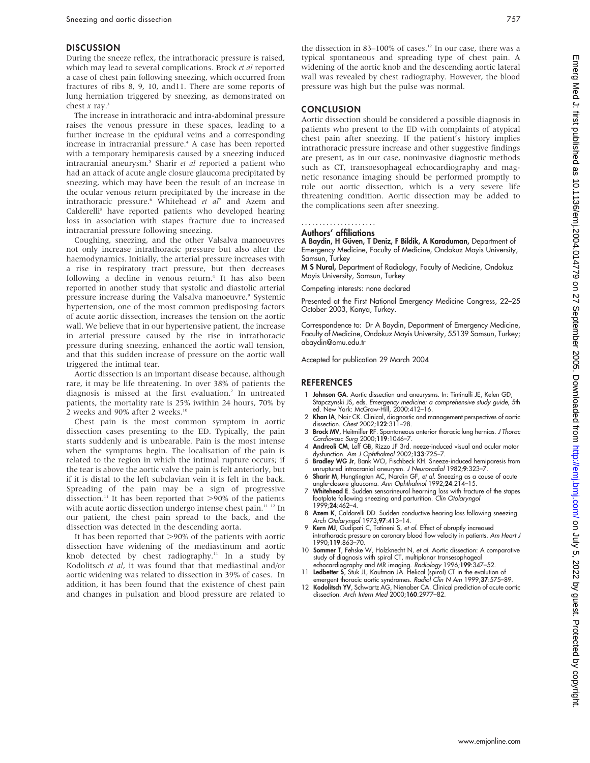## DISCUSSION

During the sneeze reflex, the intrathoracic pressure is raised, which may lead to several complications. Brock *et al* reported a case of chest pain following sneezing, which occurred from fractures of ribs 8, 9, 10, and11. There are some reports of lung herniation triggered by sneezing, as demonstrated on chest *x* ray.[3]

The increase in intrathoracic and intra-abdominal pressure raises the venous pressure in these spaces, leading to a further increase in the epidural veins and a corresponding increase in intracranial pressure.[4] A case has been reported with a temporary hemiparesis caused by a sneezing induced intracranial aneurysm.[5] Sharir *et al* reported a patient who had an attack of acute angle closure glaucoma precipitated by sneezing, which may have been the result of an increase in the ocular venous return precipitated by the increase in the intrathoracic pressure.[6] Whitehead *et al*[7] and Azem and Calderelli[8] have reported patients who developed hearing loss in association with stapes fracture due to increased intracranial pressure following sneezing.

Coughing, sneezing, and the other Valsalva manoeuvres not only increase intrathoracic pressure but also alter the haemodynamics. Initially, the arterial pressure increases with a rise in respiratory tract pressure, but then decreases following a decline in venous return.[4] It has also been reported in another study that systolic and diastolic arterial pressure increase during the Valsalva manoeuvre.[9] Systemic hypertension, one of the most common predisposing factors of acute aortic dissection, increases the tension on the aortic wall. We believe that in our hypertensive patient, the increase in arterial pressure caused by the rise in intrathoracic pressure during sneezing, enhanced the aortic wall tension, and that this sudden increase of pressure on the aortic wall triggered the intimal tear.

Aortic dissection is an important disease because, although rare, it may be life threatening. In over 38% of patients the diagnosis is missed at the first evaluation.[2] In untreated patients, the mortality rate is 25% iwithin 24 hours, 70% by 2 weeks and 90% after 2 weeks.[10]

Chest pain is the most common symptom in aortic dissection cases presenting to the ED. Typically, the pain starts suddenly and is unbearable. Pain is the most intense when the symptoms begin. The localisation of the pain is related to the region in which the intimal rupture occurs; if the tear is above the aortic valve the pain is felt anteriorly, but if it is distal to the left subclavian vein it is felt in the back. Spreading of the pain may be a sign of progressive dissection.[11] It has been reported that >90% of the patients with acute aortic dissection undergo intense chest pain.[11,12] In our patient, the chest pain spread to the back, and the dissection was detected in the descending aorta.

It has been reported that >90% of the patients with aortic dissection have widening of the mediastinum and aortic knob detected by chest radiography.[11] In a study by Kodolitsch *et al*, it was found that that mediastinal and/or aortic widening was related to dissection in 39% of cases. In addition, it has been found that the existence of chest pain and changes in pulsation and blood pressure are related to the dissection in 83–100% of cases.[12] In our case, there was a typical spontaneous and spreading type of chest pain. A widening of the aortic knob and the descending aortic lateral wall was revealed by chest radiography. However, the blood pressure was high but the pulse was normal.

## CONCLUSION

Aortic dissection should be considered a possible diagnosis in patients who present to the ED with complaints of atypical chest pain after sneezing. If the patient's history implies intrathoracic pressure increase and other suggestive findings are present, as in our case, noninvasive diagnostic methods such as CT, transoesophageal echocardiography and magnetic resonance imaging should be performed promptly to rule out aortic dissection, which is a very severe life threatening condition. Aortic dissection may be added to the complications seen after sneezing.

### Authors' affiliations

**A Baydin, H Güven, T Deniz, F Bildik, A Karaduman,** Department of Emergency Medicine, Faculty of Medicine, Ondokuz Mayis University, Samsun, Turkey

**M S Nural,** Department of Radiology, Faculty of Medicine, Ondokuz Mayis University, Samsun, Turkey

Competing interests: none declared

Presented at the First National Emergency Medicine Congress, 22–25 October 2003, Konya, Turkey.

Correspondence to: Dr A Baydin, Department of Emergency Medicine, Faculty of Medicine, Ondokuz Mayis University, 55139 Samsun, Turkey; abaydin@omu.edu.tr

Accepted for publication 29 March 2004

## REFERENCES

1. **Johnson GA**. Aortic dissection and aneurysms. In: Tintinalli JE, Kelen GD, Stapczynski JS, eds. *Emergency medicine: a comprehensive study guide*, 5th ed. New York: McGraw-Hill, 2000:412–16.
2. **Khan IA**, Nair CK. Clinical, diagnostic and management perspectives of aortic dissection. *Chest* 2002;**122**:311–28.
3. **Brock MV**, Heitmiller RF. Spontaneous anterior thoracic lung hernias. *J Thorac Cardiovasc Surg* 2000;**119**:1046–7.
4. **Andreoli CM**, Leff GB, Rizzo JF 3rd. neeze-induced visual and ocular motor dysfunction. *Am J Ophthalmol* 2002;**133**:725–7.
5. **Bradley WG Jr**, Bank WO, Fischbeck KH. Sneeze-induced hemiparesis from unruptured intracranial aneurysm. *J Neuroradiol* 1982;**9**:323–7.
6. **Sharir M**, Hungtington AC, Nardin GF, *et al*. Sneezing as a cause of acute angle-closure glaucoma. *Ann Ophthalmol* 1992;**24**:214–15.
7. **Whitehead E**. Sudden sensorineural hearning loss with fracture of the stapes footplate following sneezing and parturition. *Clin Otolaryngol* 1999;**24**:462–4.
8. **Azem K**, Caldarelli DD. Sudden conductive hearing loss following sneezing. *Arch Otolaryngol* 1973;**97**:413–14.
9. **Kern MJ**, Gudipati C, Tatineni S, *et al*. Effect of abruptly increased intrathoracic pressure on coronary blood flow velocity in patients. *Am Heart J* 1990;**119**:863–70.
10. **Sommer T**, Fehske W, Holzknecht N, *et al*. Aortic dissection: A comparative study of diagnosis with spiral CT, multiplanar transesophageal echocardiography and MR imaging. *Radiology* 1996;**199**:347–52.
11. **Ledbetter S**, Stuk JL, Kaufman JA. Helical (spiral) CT in the evalution of emergent thoracic aortic syndromes. *Radiol Clin N Am* 1999;**37**:575–89.
12. **Kodolitsch YV**, Schwartz AG, Nienaber CA. Clinical prediction of acute aortic dissection. *Arch Intern Med* 2000;**160**:2977–82.